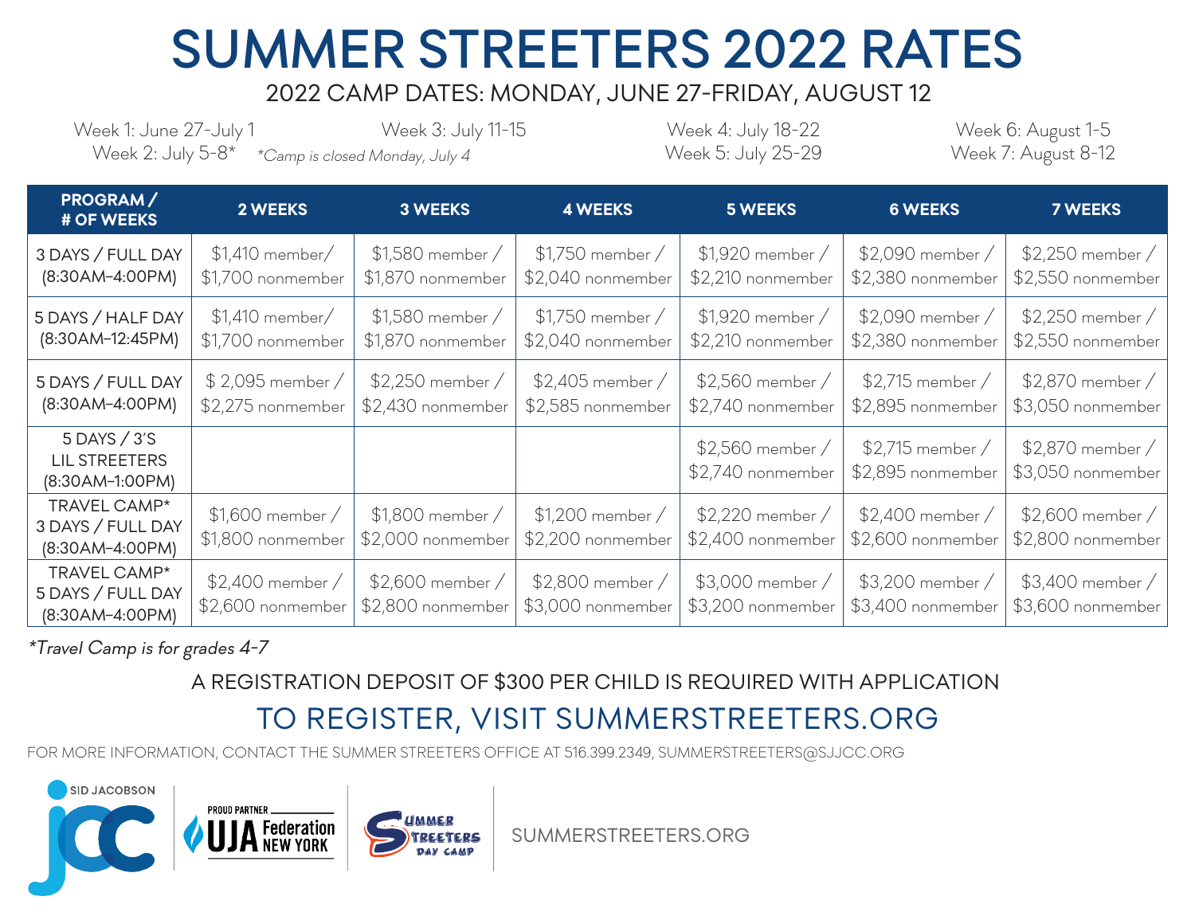# SUMMER STREETERS 2022 RATES

## 2022 CAMP DATES: MONDAY, JUNE 27-FRIDAY, AUGUST 12

Week 1: June 27-July 1
Week 2: July 5-8* *Camp is closed Monday, July 4*
Week 3: July 11-15
Week 4: July 18-22
Week 5: July 25-29
Week 6: August 1-5
Week 7: August 8-12

| PROGRAM / # OF WEEKS | 2 WEEKS | 3 WEEKS | 4 WEEKS | 5 WEEKS | 6 WEEKS | 7 WEEKS |
|---|---|---|---|---|---|---|
| 3 DAYS / FULL DAY (8:30AM–4:00PM) | $1,410 member/ $1,700 nonmember | $1,580 member / $1,870 nonmember | $1,750 member / $2,040 nonmember | $1,920 member / $2,210 nonmember | $2,090 member / $2,380 nonmember | $2,250 member / $2,550 nonmember |
| 5 DAYS / HALF DAY (8:30AM–12:45PM) | $1,410 member/ $1,700 nonmember | $1,580 member / $1,870 nonmember | $1,750 member / $2,040 nonmember | $1,920 member / $2,210 nonmember | $2,090 member / $2,380 nonmember | $2,250 member / $2,550 nonmember |
| 5 DAYS / FULL DAY (8:30AM–4:00PM) | $ 2,095 member / $2,275 nonmember | $2,250 member / $2,430 nonmember | $2,405 member / $2,585 nonmember | $2,560 member / $2,740 nonmember | $2,715 member / $2,895 nonmember | $2,870 member / $3,050 nonmember |
| 5 DAYS / 3'S LIL STREETERS (8:30AM–1:00PM) | | | | $2,560 member / $2,740 nonmember | $2,715 member / $2,895 nonmember | $2,870 member / $3,050 nonmember |
| TRAVEL CAMP* 3 DAYS / FULL DAY (8:30AM–4:00PM) | $1,600 member / $1,800 nonmember | $1,800 member / $2,000 nonmember | $1,200 member / $2,200 nonmember | $2,220 member / $2,400 nonmember | $2,400 member / $2,600 nonmember | $2,600 member / $2,800 nonmember |
| TRAVEL CAMP* 5 DAYS / FULL DAY (8:30AM–4:00PM) | $2,400 member / $2,600 nonmember | $2,600 member / $2,800 nonmember | $2,800 member / $3,000 nonmember | $3,000 member / $3,200 nonmember | $3,200 member / $3,400 nonmember | $3,400 member / $3,600 nonmember |

*\*Travel Camp is for grades 4-7*

A REGISTRATION DEPOSIT OF $300 PER CHILD IS REQUIRED WITH APPLICATION

## TO REGISTER, VISIT SUMMERSTREETERS.ORG

FOR MORE INFORMATION, CONTACT THE SUMMER STREETERS OFFICE AT 516.399.2349, SUMMERSTREETERS@SJJCC.ORG

SID JACOBSON JCC | PROUD PARTNER UJA Federation NEW YORK | SUMMER STREETERS DAY CAMP

SUMMERSTREETERS.ORG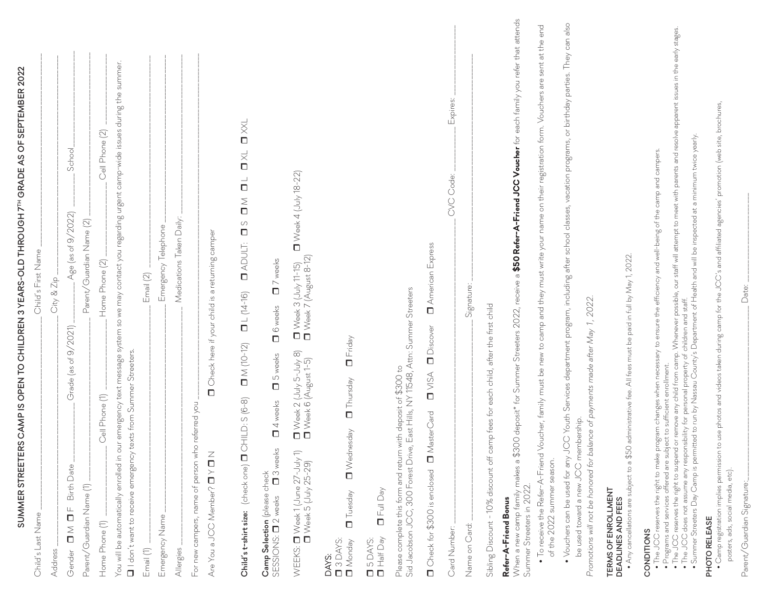# SUMMER STREETERS CAMP IS OPEN TO CHILDREN 3 YEARS-OLD THROUGH 7TH GRADE AS OF SEPTEMBER 2022

Child's Last Name ______________________ Child's First Name ______________________

Address ______________________ City & Zip ______________________

Gender ☐ M ☐ F Birth Date ____________ Grade (as of 9/2021) ____________ Age (as of 9/2022) ____________ School ____________

Parent/Guardian Name (1) ______________________ Parent/Guardian Name (2) ______________________

Home Phone (1) ____________ Cell Phone (1) ____________ Home Phone (2) ____________ Cell Phone (2) ____________

You will be automatically enrolled in our emergency text message system so we may contact you regarding urgent camp-wide issues during the summer.

☐ I don't want to receive emergency texts from Summer Streeters.

Email (1) ______________________ Email (2) ______________________

Emergency Name ______________________ Emergency Telephone ______________________

Allergies ______________________ Medications Taken Daily: ______________________

For new campers, name of person who referred you ______________________

Are You a JCC Member? ☐ Y ☐ N ☐ Check here if your child is a returning camper

**Child's t-shirt size:** (check one) ☐ CHILD: S (6-8) ☐ M (10-12) ☐ L (14-16) ☐ ADULT: ☐ S ☐ M ☐ L ☐ XL ☐ XXL

**Camp Selection** (please check

SESSIONS: ☐ 2 weeks ☐ 3 weeks ☐ 4 weeks ☐ 5 weeks ☐ 6 weeks ☐ 7 weeks

WEEKS: ☐ Week 1 (June 27-July 1) ☐ Week 2 (July 5-July 8) ☐ Week 3 (July 11-15) ☐ Week 4 (July 18-22)
☐ Week 5 (July 25-29) ☐ Week 6 (August 1-5) ☐ Week 7 (August 8-12)

DAYS:
☐ 3 DAYS:
☐ Monday ☐ Tuesday ☐ Wednesday ☐ Thursday ☐ Friday

☐ 5 DAYS:
☐ Half Day ☐ Full Day

Please complete this form and return with deposit of $300 to
Sid Jacobson JCC, 300 Forest Drive, East Hills, NY 11548, Attn: Summer Streeters

☐ Check for $300 is enclosed ☐ MasterCard ☐ VISA ☐ Discover ☐ American Express

Card Number: ______________________ CVC Code: ____________ Expires: ____________

Name on Card: ______________________ Signature: ______________________

Sibling Discount - 10% discount off camp fees for each child, after the first child

**Refer-A-Friend Bonus**

When a new camp family makes a $300 deposit* for Summer Streeters 2022, receive a **$50 Refer-A-Friend JCC Voucher** for each family you refer that attends Summer Streeters in 2022.

- To receive the Refer-A-Friend Voucher, family must be new to camp and they must write your name on their registration form. Vouchers are sent at the end of the 2022 summer season.
- Vouchers can be used for any JCC Youth Services department program, including after school classes, vacation programs, or birthday parties. They can also be used toward a new JCC membership.

*Promotions will not be honored for balance of payments made after May 1, 2022.*

## TERMS OF ENROLLMENT

**DEADLINES AND FEES**

- Any cancellations are subject to a $50 administrative fee. All fees must be paid in full by May 1, 2022.

**CONDITIONS**

- The JCC reserves the right to make program changes when necessary to ensure the efficiency and well-being of the camp and campers.
- Programs and services offered are subject to sufficient enrollment.
- The JCC reserves the right to suspend or remove any child from camp. Whenever possible, our staff will attempt to meet with parents and resolve apparent issues in the early stages.
- The JCC does not assume any responsibility for personal property of children and staff.
- Summer Streeters Day Camp is permitted to run by Nassau County's Department of Health and will be inspected at a minimum twice yearly.

**PHOTO RELEASE**

- Camp registration implies permission to use photos and videos taken during camp for the JCC's and affiliated agencies' promotion (web site, brochures, posters, ads, social media, etc).

Parent/Guardian Signature: ______________________ Date: ____________